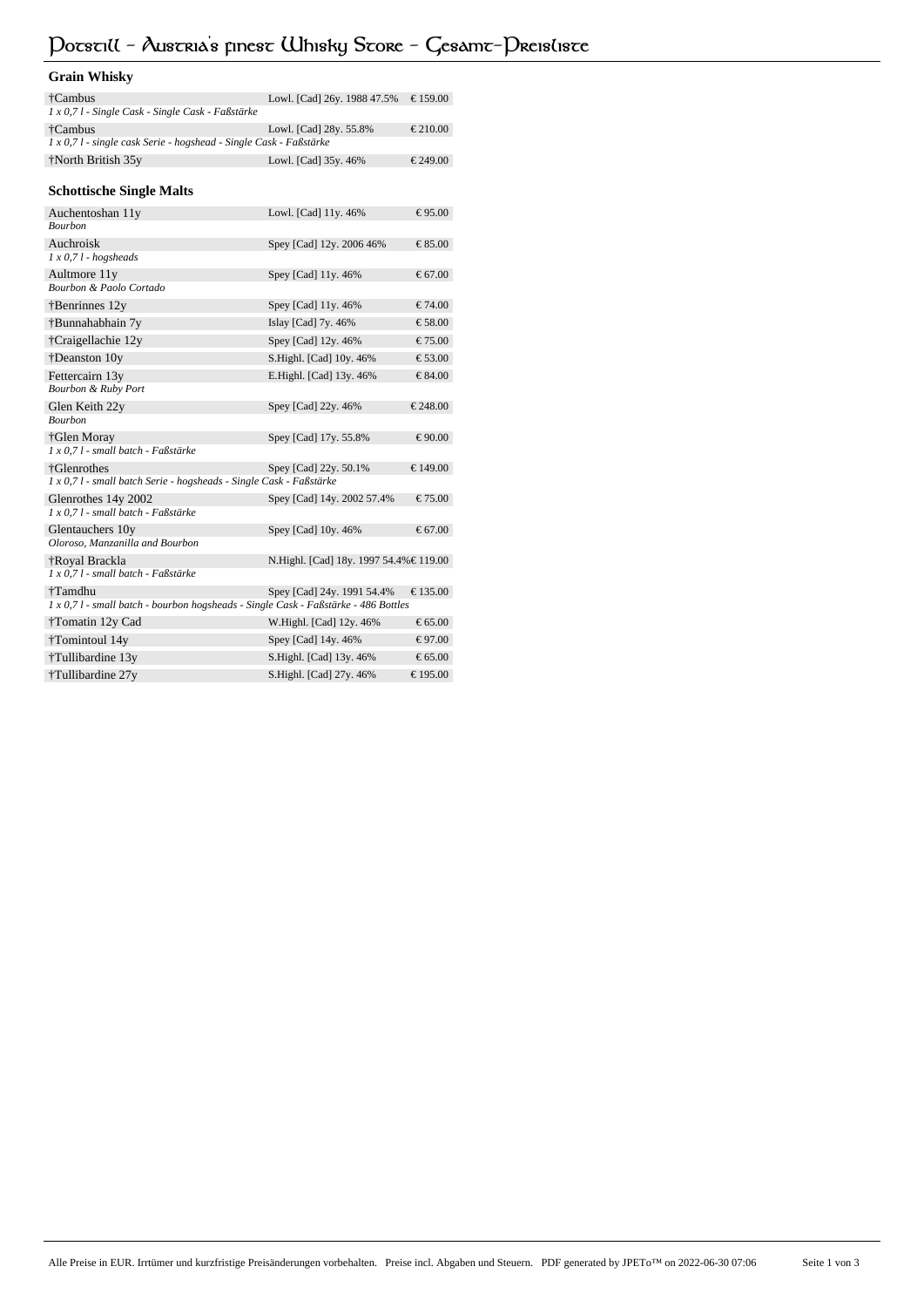# Potstill - Austria's finest Whisky Store - Gesamt-Preisliste

## Grain Whisky

| | | |
|---|---|---|
| †Cambus<br>*1 x 0,7 l - Single Cask - Single Cask - Faßstärke* | Lowl. [Cad] 26y. 1988 47.5% | € 159.00 |
| †Cambus<br>*1 x 0,7 l - single cask Serie - hogshead - Single Cask - Faßstärke* | Lowl. [Cad] 28y. 55.8% | € 210.00 |
| †North British 35y | Lowl. [Cad] 35y. 46% | € 249.00 |

## Schottische Single Malts

| | | |
|---|---|---|
| Auchentoshan 11y<br>*Bourbon* | Lowl. [Cad] 11y. 46% | € 95.00 |
| Auchroisk<br>*1 x 0,7 l - hogsheads* | Spey [Cad] 12y. 2006 46% | € 85.00 |
| Aultmore 11y<br>*Bourbon & Paolo Cortado* | Spey [Cad] 11y. 46% | € 67.00 |
| †Benrinnes 12y | Spey [Cad] 11y. 46% | € 74.00 |
| †Bunnahabhain 7y | Islay [Cad] 7y. 46% | € 58.00 |
| †Craigellachie 12y | Spey [Cad] 12y. 46% | € 75.00 |
| †Deanston 10y | S.Highl. [Cad] 10y. 46% | € 53.00 |
| Fettercairn 13y<br>*Bourbon & Ruby Port* | E.Highl. [Cad] 13y. 46% | € 84.00 |
| Glen Keith 22y<br>*Bourbon* | Spey [Cad] 22y. 46% | € 248.00 |
| †Glen Moray<br>*1 x 0,7 l - small batch - Faßstärke* | Spey [Cad] 17y. 55.8% | € 90.00 |
| †Glenrothes<br>*1 x 0,7 l - small batch Serie - hogsheads - Single Cask - Faßstärke* | Spey [Cad] 22y. 50.1% | € 149.00 |
| Glenrothes 14y 2002<br>*1 x 0,7 l - small batch - Faßstärke* | Spey [Cad] 14y. 2002 57.4% | € 75.00 |
| Glentauchers 10y<br>*Oloroso, Manzanilla and Bourbon* | Spey [Cad] 10y. 46% | € 67.00 |
| †Royal Brackla<br>*1 x 0,7 l - small batch - Faßstärke* | N.Highl. [Cad] 18y. 1997 54.4% | € 119.00 |
| †Tamdhu<br>*1 x 0,7 l - small batch - bourbon hogsheads - Single Cask - Faßstärke - 486 Bottles* | Spey [Cad] 24y. 1991 54.4% | € 135.00 |
| †Tomatin 12y Cad | W.Highl. [Cad] 12y. 46% | € 65.00 |
| †Tomintoul 14y | Spey [Cad] 14y. 46% | € 97.00 |
| †Tullibardine 13y | S.Highl. [Cad] 13y. 46% | € 65.00 |
| †Tullibardine 27y | S.Highl. [Cad] 27y. 46% | € 195.00 |

Alle Preise in EUR. Irrtümer und kurzfristige Preisänderungen vorbehalten. Preise incl. Abgaben und Steuern. PDF generated by JPETo™ on 2022-06-30 07:06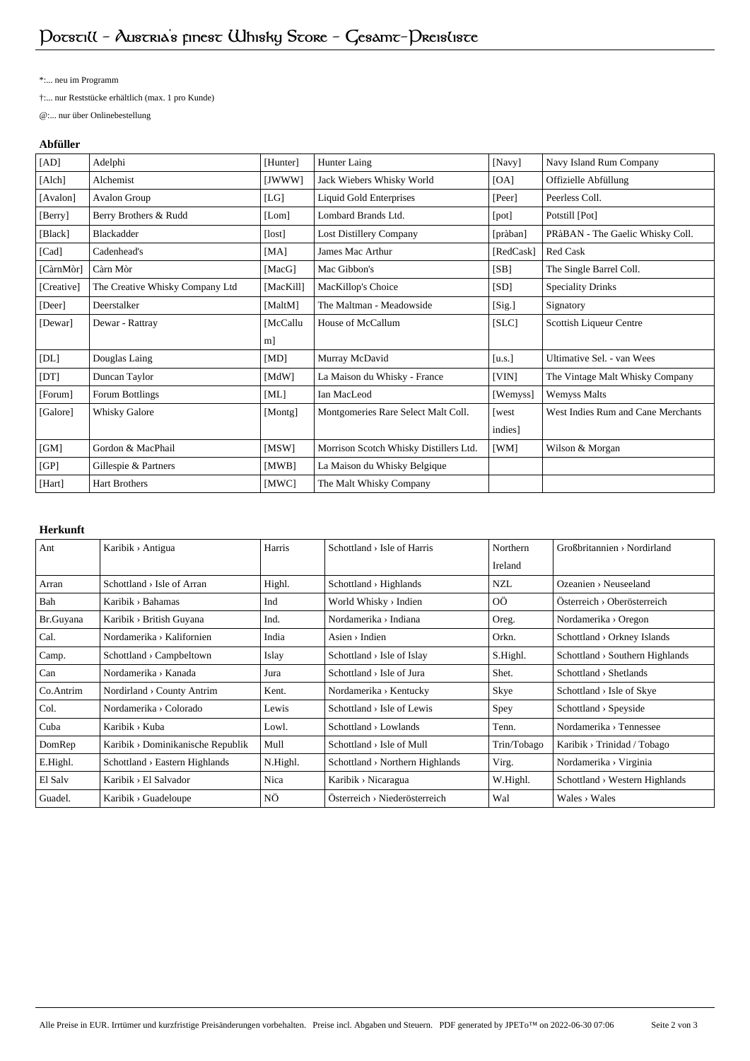*:... neu im Programm

†:... nur Reststücke erhältlich (max. 1 pro Kunde)

@:... nur über Onlinebestellung

### Abfüller

| | | | | | |
|---|---|---|---|---|---|
| [AD] | Adelphi | [Hunter] | Hunter Laing | [Navy] | Navy Island Rum Company |
| [Alch] | Alchemist | [JWWW] | Jack Wiebers Whisky World | [OA] | Offizielle Abfüllung |
| [Avalon] | Avalon Group | [LG] | Liquid Gold Enterprises | [Peer] | Peerless Coll. |
| [Berry] | Berry Brothers & Rudd | [Lom] | Lombard Brands Ltd. | [pot] | Potstill [Pot] |
| [Black] | Blackadder | [lost] | Lost Distillery Company | [pràban] | PRàBAN - The Gaelic Whisky Coll. |
| [Cad] | Cadenhead's | [MA] | James Mac Arthur | [RedCask] | Red Cask |
| [CàrnMòr] | Càrn Mòr | [MacG] | Mac Gibbon's | [SB] | The Single Barrel Coll. |
| [Creative] | The Creative Whisky Company Ltd | [MacKill] | MacKillop's Choice | [SD] | Speciality Drinks |
| [Deer] | Deerstalker | [MaltM] | The Maltman - Meadowside | [Sig.] | Signatory |
| [Dewar] | Dewar - Rattray | [McCallum] | House of McCallum | [SLC] | Scottish Liqueur Centre |
| [DL] | Douglas Laing | [MD] | Murray McDavid | [u.s.] | Ultimative Sel. - van Wees |
| [DT] | Duncan Taylor | [MdW] | La Maison du Whisky - France | [VIN] | The Vintage Malt Whisky Company |
| [Forum] | Forum Bottlings | [ML] | Ian MacLeod | [Wemyss] | Wemyss Malts |
| [Galore] | Whisky Galore | [Montg] | Montgomeries Rare Select Malt Coll. | [west indies] | West Indies Rum and Cane Merchants |
| [GM] | Gordon & MacPhail | [MSW] | Morrison Scotch Whisky Distillers Ltd. | [WM] | Wilson & Morgan |
| [GP] | Gillespie & Partners | [MWB] | La Maison du Whisky Belgique | | |
| [Hart] | Hart Brothers | [MWC] | The Malt Whisky Company | | |

### Herkunft

| | | | | | |
|---|---|---|---|---|---|
| Ant | Karibik › Antigua | Harris | Schottland › Isle of Harris | Northern Ireland | Großbritannien › Nordirland |
| Arran | Schottland › Isle of Arran | Highl. | Schottland › Highlands | NZL | Ozeanien › Neuseeland |
| Bah | Karibik › Bahamas | Ind | World Whisky › Indien | OÖ | Österreich › Oberösterreich |
| Br.Guyana | Karibik › British Guyana | Ind. | Nordamerika › Indiana | Oreg. | Nordamerika › Oregon |
| Cal. | Nordamerika › Kalifornien | India | Asien › Indien | Orkn. | Schottland › Orkney Islands |
| Camp. | Schottland › Campbeltown | Islay | Schottland › Isle of Islay | S.Highl. | Schottland › Southern Highlands |
| Can | Nordamerika › Kanada | Jura | Schottland › Isle of Jura | Shet. | Schottland › Shetlands |
| Co.Antrim | Nordirland › County Antrim | Kent. | Nordamerika › Kentucky | Skye | Schottland › Isle of Skye |
| Col. | Nordamerika › Colorado | Lewis | Schottland › Isle of Lewis | Spey | Schottland › Speyside |
| Cuba | Karibik › Kuba | Lowl. | Schottland › Lowlands | Tenn. | Nordamerika › Tennessee |
| DomRep | Karibik › Dominikanische Republik | Mull | Schottland › Isle of Mull | Trin/Tobago | Karibik › Trinidad / Tobago |
| E.Highl. | Schottland › Eastern Highlands | N.Highl. | Schottland › Northern Highlands | Virg. | Nordamerika › Virginia |
| El Salv | Karibik › El Salvador | Nica | Karibik › Nicaragua | W.Highl. | Schottland › Western Highlands |
| Guadel. | Karibik › Guadeloupe | NÖ | Österreich › Niederösterreich | Wal | Wales › Wales |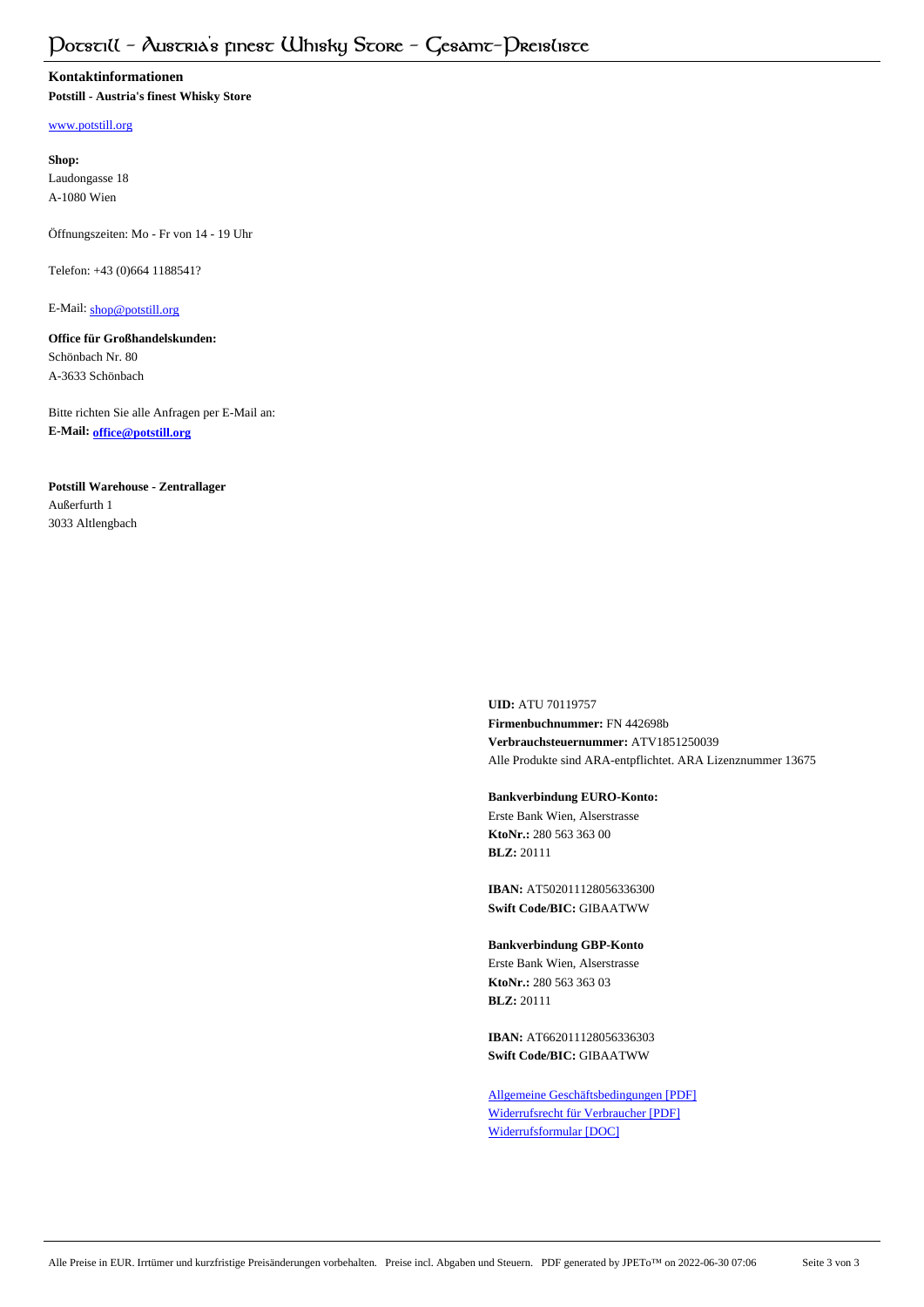**Kontaktinformationen**

**Potstill - Austria's finest Whisky Store**

www.potstill.org

**Shop:**
Laudongasse 18
A-1080 Wien

Öffnungszeiten: Mo - Fr von 14 - 19 Uhr

Telefon: +43 (0)664 1188541?

E-Mail: shop@potstill.org

**Office für Großhandelskunden:**
Schönbach Nr. 80
A-3633 Schönbach

Bitte richten Sie alle Anfragen per E-Mail an:
**E-Mail: office@potstill.org**

**Potstill Warehouse - Zentrallager**
Außerfurth 1
3033 Altlengbach

**UID:** ATU 70119757
**Firmenbuchnummer:** FN 442698b
**Verbrauchsteuernummer:** ATV1851250039
Alle Produkte sind ARA-entpflichtet. ARA Lizenznummer 13675

**Bankverbindung EURO-Konto:**
Erste Bank Wien, Alserstrasse
**KtoNr.:** 280 563 363 00
**BLZ:** 20111

**IBAN:** AT502011128056336300
**Swift Code/BIC:** GIBAATWW

**Bankverbindung GBP-Konto**
Erste Bank Wien, Alserstrasse
**KtoNr.:** 280 563 363 03
**BLZ:** 20111

**IBAN:** AT662011128056336303
**Swift Code/BIC:** GIBAATWW

Allgemeine Geschäftsbedingungen [PDF]
Widerrufsrecht für Verbraucher [PDF]
Widerrufsformular [DOC]

Alle Preise in EUR. Irrtümer und kurzfristige Preisänderungen vorbehalten. Preise incl. Abgaben und Steuern. PDF generated by JPETo™ on 2022-06-30 07:06